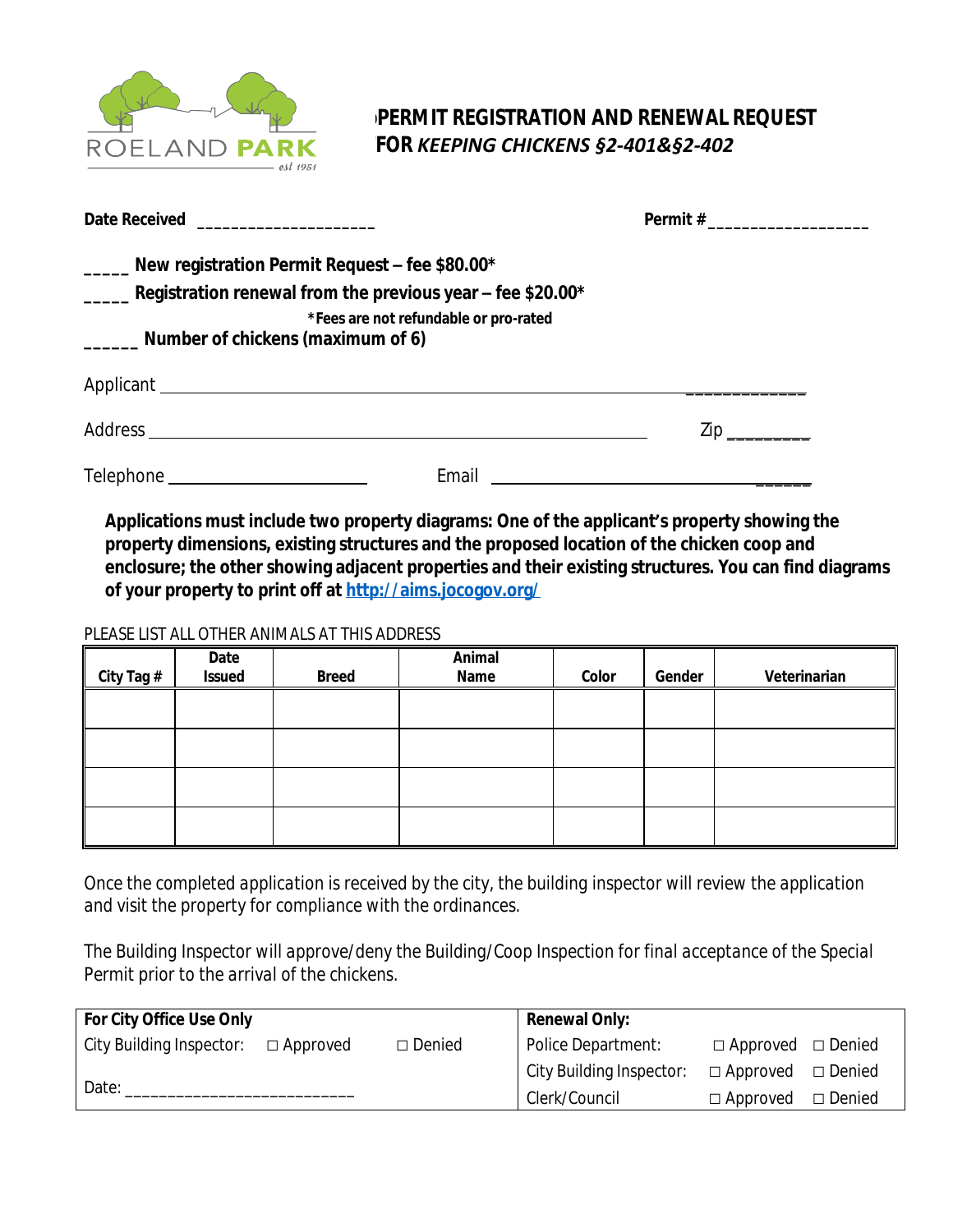ROELAND PARK
est 1951

# PERMIT REGISTRATION AND RENEWAL REQUEST FOR *KEEPING CHICKENS §2-401&§2-402*

**Date Received** ____________________ **Permit #**__________________

_____ **New registration Permit Request – fee $80.00***

_____ **Registration renewal from the previous year – fee $20.00***

**\*Fees are not refundable or pro-rated**

______ **Number of chickens (maximum of 6)**

Applicant ______________________________________________________________

Address _______________________________________________ Zip _________

Telephone ______________________ Email ______________________________

**Applications must include two property diagrams: One of the applicant's property showing the property dimensions, existing structures and the proposed location of the chicken coop and enclosure; the other showing adjacent properties and their existing structures. You can find diagrams of your property to print off at [http://aims.jocogov.org/](http://aims.jocogov.org/)**

PLEASE LIST ALL OTHER ANIMALS AT THIS ADDRESS

| City Tag # | Date Issued | Breed | Animal Name | Color | Gender | Veterinarian |
|---|---|---|---|---|---|---|
| | | | | | | |
| | | | | | | |
| | | | | | | |
| | | | | | | |

Once the completed application is received by the city, the building inspector will review the application and visit the property for compliance with the ordinances.

The Building Inspector will approve/deny the Building/Coop Inspection for final acceptance of the Special Permit prior to the arrival of the chickens.

| **For City Office Use Only** | | | **Renewal Only:** | | |
|---|---|---|---|---|---|
| City Building Inspector: | □ Approved | □ Denied | Police Department: | □ Approved | □ Denied |
| Date: __________________________ | | | City Building Inspector: | □ Approved | □ Denied |
| | | | Clerk/Council | □ Approved | □ Denied |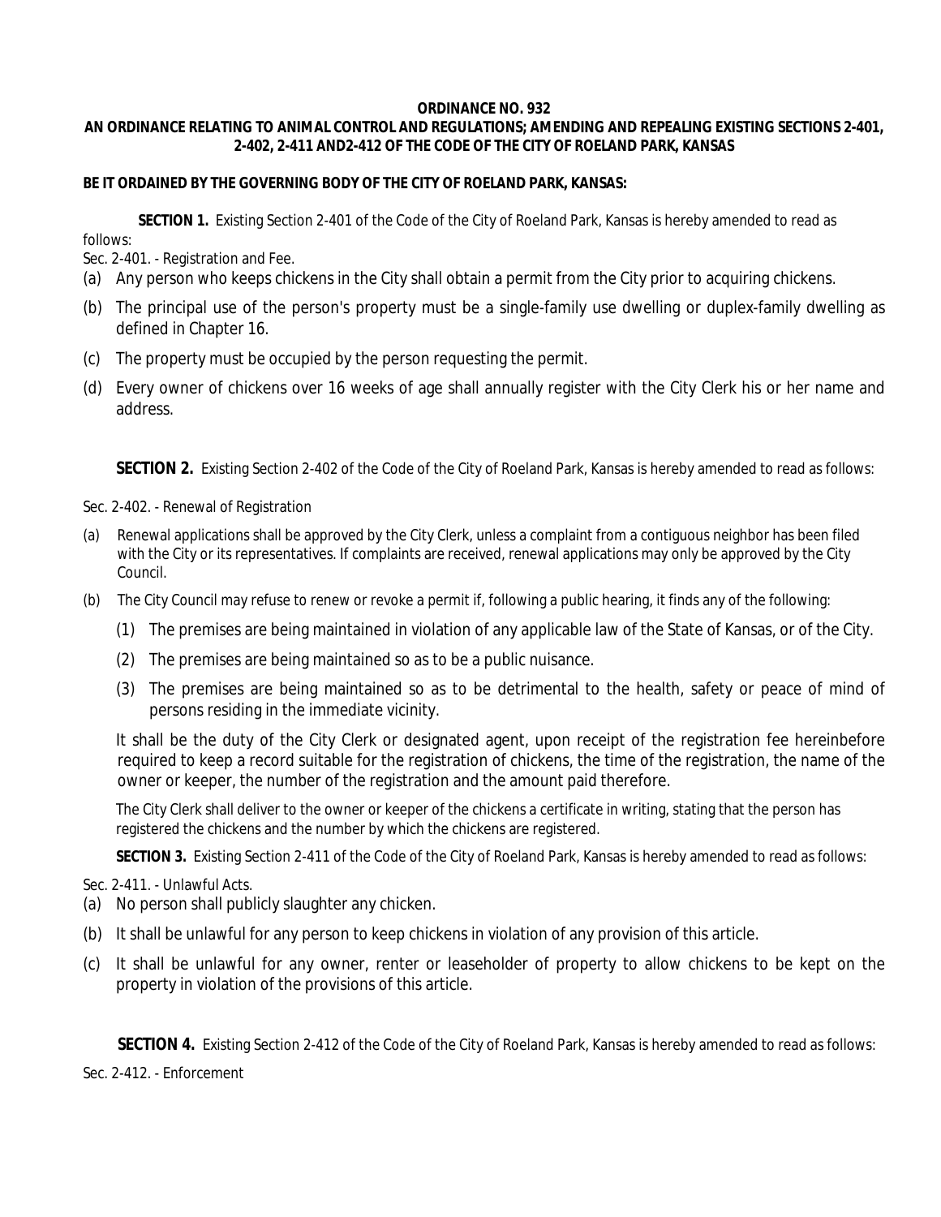**ORDINANCE NO. 932**

**AN ORDINANCE RELATING TO ANIMAL CONTROL AND REGULATIONS; AMENDING AND REPEALING EXISTING SECTIONS 2-401, 2-402, 2-411 AND2-412 OF THE CODE OF THE CITY OF ROELAND PARK, KANSAS**

**BE IT ORDAINED BY THE GOVERNING BODY OF THE CITY OF ROELAND PARK, KANSAS:**

**SECTION 1.** Existing Section 2-401 of the Code of the City of Roeland Park, Kansas is hereby amended to read as follows:

Sec. 2-401. - Registration and Fee.

(a) Any person who keeps chickens in the City shall obtain a permit from the City prior to acquiring chickens.

(b) The principal use of the person's property must be a single-family use dwelling or duplex-family dwelling as defined in Chapter 16.

(c) The property must be occupied by the person requesting the permit.

(d) Every owner of chickens over 16 weeks of age shall annually register with the City Clerk his or her name and address.

**SECTION 2.** Existing Section 2-402 of the Code of the City of Roeland Park, Kansas is hereby amended to read as follows:

Sec. 2-402. - Renewal of Registration

(a) Renewal applications shall be approved by the City Clerk, unless a complaint from a contiguous neighbor has been filed with the City or its representatives. If complaints are received, renewal applications may only be approved by the City Council.

(b) The City Council may refuse to renew or revoke a permit if, following a public hearing, it finds any of the following:

  (1) The premises are being maintained in violation of any applicable law of the State of Kansas, or of the City.

  (2) The premises are being maintained so as to be a public nuisance.

  (3) The premises are being maintained so as to be detrimental to the health, safety or peace of mind of persons residing in the immediate vicinity.

It shall be the duty of the City Clerk or designated agent, upon receipt of the registration fee hereinbefore required to keep a record suitable for the registration of chickens, the time of the registration, the name of the owner or keeper, the number of the registration and the amount paid therefore.

The City Clerk shall deliver to the owner or keeper of the chickens a certificate in writing, stating that the person has registered the chickens and the number by which the chickens are registered.

**SECTION 3.** Existing Section 2-411 of the Code of the City of Roeland Park, Kansas is hereby amended to read as follows:

Sec. 2-411. - Unlawful Acts.

(a) No person shall publicly slaughter any chicken.

(b) It shall be unlawful for any person to keep chickens in violation of any provision of this article.

(c) It shall be unlawful for any owner, renter or leaseholder of property to allow chickens to be kept on the property in violation of the provisions of this article.

**SECTION 4.** Existing Section 2-412 of the Code of the City of Roeland Park, Kansas is hereby amended to read as follows:

Sec. 2-412. - Enforcement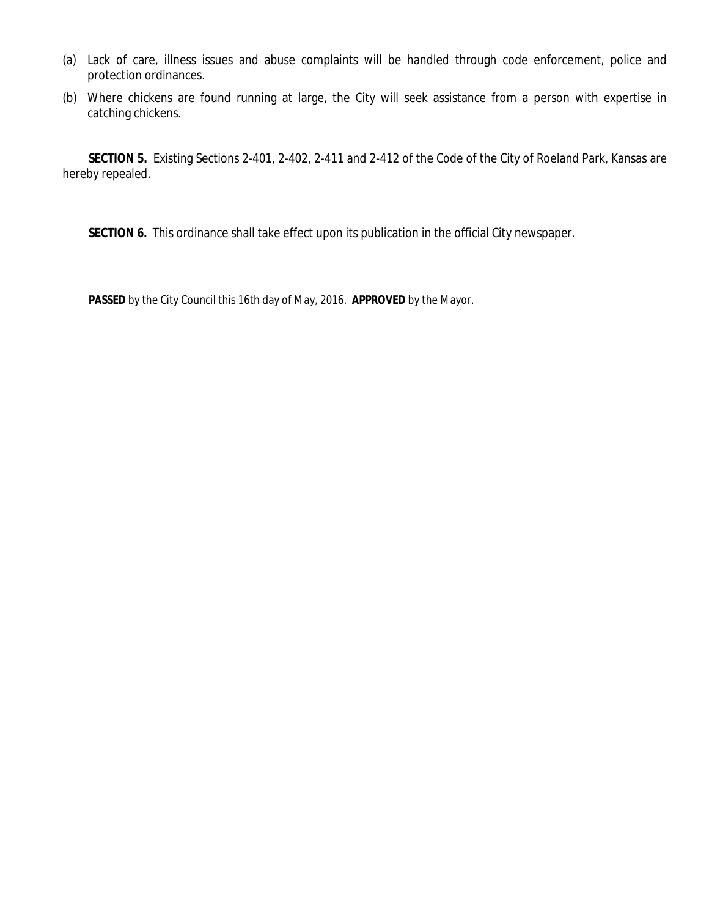(a) Lack of care, illness issues and abuse complaints will be handled through code enforcement, police and protection ordinances.

(b) Where chickens are found running at large, the City will seek assistance from a person with expertise in catching chickens.

**SECTION 5.** Existing Sections 2-401, 2-402, 2-411 and 2-412 of the Code of the City of Roeland Park, Kansas are hereby repealed.

**SECTION 6.** This ordinance shall take effect upon its publication in the official City newspaper.

**PASSED** by the City Council this 16th day of May, 2016. **APPROVED** by the Mayor.